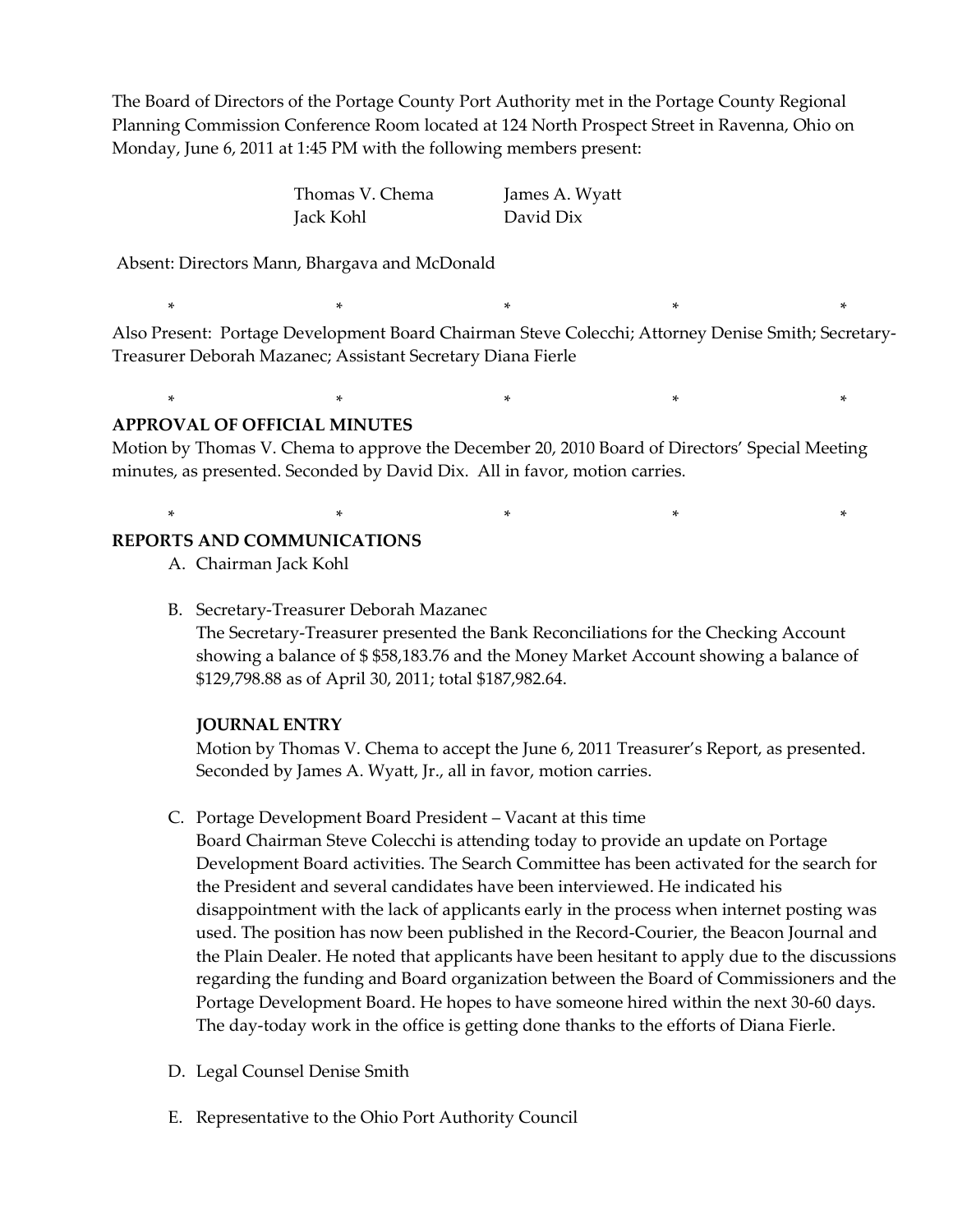The Board of Directors of the Portage County Port Authority met in the Portage County Regional Planning Commission Conference Room located at 124 North Prospect Street in Ravenna, Ohio on Monday, June 6, 2011 at 1:45 PM with the following members present:

| | |
|---|---|
| Thomas V. Chema | James A. Wyatt |
| Jack Kohl | David Dix |

Absent: Directors Mann, Bhargava and McDonald

\* \* \* \* \*

Also Present: Portage Development Board Chairman Steve Colecchi; Attorney Denise Smith; Secretary-Treasurer Deborah Mazanec; Assistant Secretary Diana Fierle

\* \* \* \* \*

**APPROVAL OF OFFICIAL MINUTES**

Motion by Thomas V. Chema to approve the December 20, 2010 Board of Directors' Special Meeting minutes, as presented. Seconded by David Dix. All in favor, motion carries.

\* \* \* \* \*

**REPORTS AND COMMUNICATIONS**

A. Chairman Jack Kohl

B. Secretary-Treasurer Deborah Mazanec

   The Secretary-Treasurer presented the Bank Reconciliations for the Checking Account showing a balance of $ $58,183.76 and the Money Market Account showing a balance of $129,798.88 as of April 30, 2011; total $187,982.64.

   **JOURNAL ENTRY**

   Motion by Thomas V. Chema to accept the June 6, 2011 Treasurer's Report, as presented. Seconded by James A. Wyatt, Jr., all in favor, motion carries.

C. Portage Development Board President – Vacant at this time

   Board Chairman Steve Colecchi is attending today to provide an update on Portage Development Board activities. The Search Committee has been activated for the search for the President and several candidates have been interviewed. He indicated his disappointment with the lack of applicants early in the process when internet posting was used. The position has now been published in the Record-Courier, the Beacon Journal and the Plain Dealer. He noted that applicants have been hesitant to apply due to the discussions regarding the funding and Board organization between the Board of Commissioners and the Portage Development Board. He hopes to have someone hired within the next 30-60 days. The day-today work in the office is getting done thanks to the efforts of Diana Fierle.

D. Legal Counsel Denise Smith

E. Representative to the Ohio Port Authority Council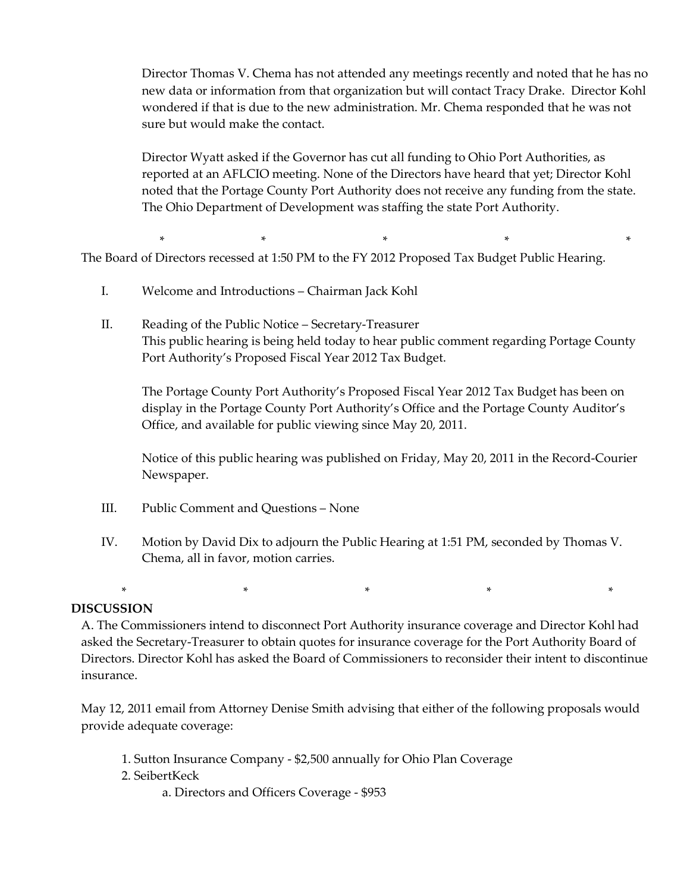Director Thomas V. Chema has not attended any meetings recently and noted that he has no new data or information from that organization but will contact Tracy Drake. Director Kohl wondered if that is due to the new administration. Mr. Chema responded that he was not sure but would make the contact.

Director Wyatt asked if the Governor has cut all funding to Ohio Port Authorities, as reported at an AFLCIO meeting. None of the Directors have heard that yet; Director Kohl noted that the Portage County Port Authority does not receive any funding from the state. The Ohio Department of Development was staffing the state Port Authority.

\* \* \* \* \*

The Board of Directors recessed at 1:50 PM to the FY 2012 Proposed Tax Budget Public Hearing.

I. Welcome and Introductions – Chairman Jack Kohl

II. Reading of the Public Notice – Secretary-Treasurer
This public hearing is being held today to hear public comment regarding Portage County Port Authority's Proposed Fiscal Year 2012 Tax Budget.

The Portage County Port Authority's Proposed Fiscal Year 2012 Tax Budget has been on display in the Portage County Port Authority's Office and the Portage County Auditor's Office, and available for public viewing since May 20, 2011.

Notice of this public hearing was published on Friday, May 20, 2011 in the Record-Courier Newspaper.

III. Public Comment and Questions – None

IV. Motion by David Dix to adjourn the Public Hearing at 1:51 PM, seconded by Thomas V. Chema, all in favor, motion carries.

\* \* \* \* \*

**DISCUSSION**

A. The Commissioners intend to disconnect Port Authority insurance coverage and Director Kohl had asked the Secretary-Treasurer to obtain quotes for insurance coverage for the Port Authority Board of Directors. Director Kohl has asked the Board of Commissioners to reconsider their intent to discontinue insurance.

May 12, 2011 email from Attorney Denise Smith advising that either of the following proposals would provide adequate coverage:

1. Sutton Insurance Company - $2,500 annually for Ohio Plan Coverage
2. SeibertKeck
    a. Directors and Officers Coverage - $953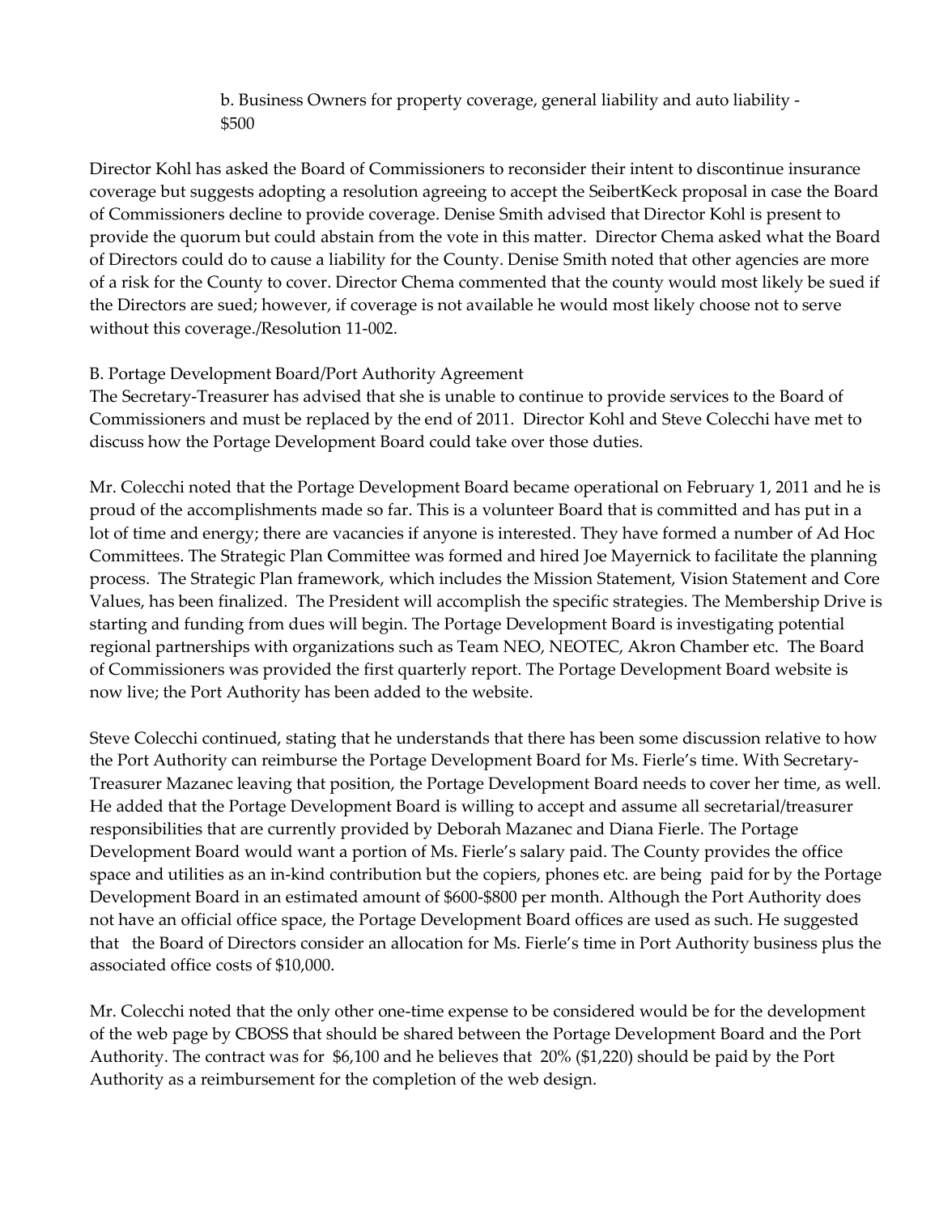b. Business Owners for property coverage, general liability and auto liability - $500

Director Kohl has asked the Board of Commissioners to reconsider their intent to discontinue insurance coverage but suggests adopting a resolution agreeing to accept the SeibertKeck proposal in case the Board of Commissioners decline to provide coverage. Denise Smith advised that Director Kohl is present to provide the quorum but could abstain from the vote in this matter. Director Chema asked what the Board of Directors could do to cause a liability for the County. Denise Smith noted that other agencies are more of a risk for the County to cover. Director Chema commented that the county would most likely be sued if the Directors are sued; however, if coverage is not available he would most likely choose not to serve without this coverage./Resolution 11-002.

B. Portage Development Board/Port Authority Agreement

The Secretary-Treasurer has advised that she is unable to continue to provide services to the Board of Commissioners and must be replaced by the end of 2011. Director Kohl and Steve Colecchi have met to discuss how the Portage Development Board could take over those duties.

Mr. Colecchi noted that the Portage Development Board became operational on February 1, 2011 and he is proud of the accomplishments made so far. This is a volunteer Board that is committed and has put in a lot of time and energy; there are vacancies if anyone is interested. They have formed a number of Ad Hoc Committees. The Strategic Plan Committee was formed and hired Joe Mayernick to facilitate the planning process. The Strategic Plan framework, which includes the Mission Statement, Vision Statement and Core Values, has been finalized. The President will accomplish the specific strategies. The Membership Drive is starting and funding from dues will begin. The Portage Development Board is investigating potential regional partnerships with organizations such as Team NEO, NEOTEC, Akron Chamber etc. The Board of Commissioners was provided the first quarterly report. The Portage Development Board website is now live; the Port Authority has been added to the website.

Steve Colecchi continued, stating that he understands that there has been some discussion relative to how the Port Authority can reimburse the Portage Development Board for Ms. Fierle's time. With Secretary-Treasurer Mazanec leaving that position, the Portage Development Board needs to cover her time, as well. He added that the Portage Development Board is willing to accept and assume all secretarial/treasurer responsibilities that are currently provided by Deborah Mazanec and Diana Fierle. The Portage Development Board would want a portion of Ms. Fierle's salary paid. The County provides the office space and utilities as an in-kind contribution but the copiers, phones etc. are being paid for by the Portage Development Board in an estimated amount of $600-$800 per month. Although the Port Authority does not have an official office space, the Portage Development Board offices are used as such. He suggested that the Board of Directors consider an allocation for Ms. Fierle's time in Port Authority business plus the associated office costs of $10,000.

Mr. Colecchi noted that the only other one-time expense to be considered would be for the development of the web page by CBOSS that should be shared between the Portage Development Board and the Port Authority. The contract was for $6,100 and he believes that 20% ($1,220) should be paid by the Port Authority as a reimbursement for the completion of the web design.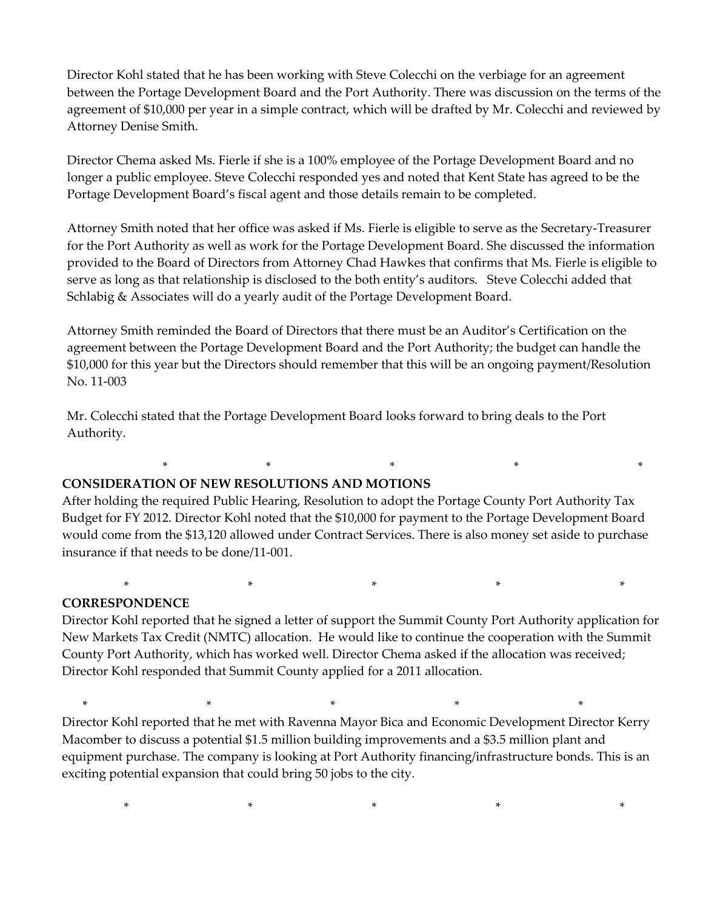Director Kohl stated that he has been working with Steve Colecchi on the verbiage for an agreement between the Portage Development Board and the Port Authority. There was discussion on the terms of the agreement of $10,000 per year in a simple contract, which will be drafted by Mr. Colecchi and reviewed by Attorney Denise Smith.

Director Chema asked Ms. Fierle if she is a 100% employee of the Portage Development Board and no longer a public employee. Steve Colecchi responded yes and noted that Kent State has agreed to be the Portage Development Board's fiscal agent and those details remain to be completed.

Attorney Smith noted that her office was asked if Ms. Fierle is eligible to serve as the Secretary-Treasurer for the Port Authority as well as work for the Portage Development Board. She discussed the information provided to the Board of Directors from Attorney Chad Hawkes that confirms that Ms. Fierle is eligible to serve as long as that relationship is disclosed to the both entity's auditors. Steve Colecchi added that Schlabig & Associates will do a yearly audit of the Portage Development Board.

Attorney Smith reminded the Board of Directors that there must be an Auditor's Certification on the agreement between the Portage Development Board and the Port Authority; the budget can handle the $10,000 for this year but the Directors should remember that this will be an ongoing payment/Resolution No. 11-003

Mr. Colecchi stated that the Portage Development Board looks forward to bring deals to the Port Authority.

\* \* \* \* \*

**CONSIDERATION OF NEW RESOLUTIONS AND MOTIONS**

After holding the required Public Hearing, Resolution to adopt the Portage County Port Authority Tax Budget for FY 2012. Director Kohl noted that the $10,000 for payment to the Portage Development Board would come from the $13,120 allowed under Contract Services. There is also money set aside to purchase insurance if that needs to be done/11-001.

\* \* \* \* \*

**CORRESPONDENCE**

Director Kohl reported that he signed a letter of support the Summit County Port Authority application for New Markets Tax Credit (NMTC) allocation. He would like to continue the cooperation with the Summit County Port Authority, which has worked well. Director Chema asked if the allocation was received; Director Kohl responded that Summit County applied for a 2011 allocation.

\* \* \* \* \*

Director Kohl reported that he met with Ravenna Mayor Bica and Economic Development Director Kerry Macomber to discuss a potential $1.5 million building improvements and a $3.5 million plant and equipment purchase. The company is looking at Port Authority financing/infrastructure bonds. This is an exciting potential expansion that could bring 50 jobs to the city.

\* \* \* \* \*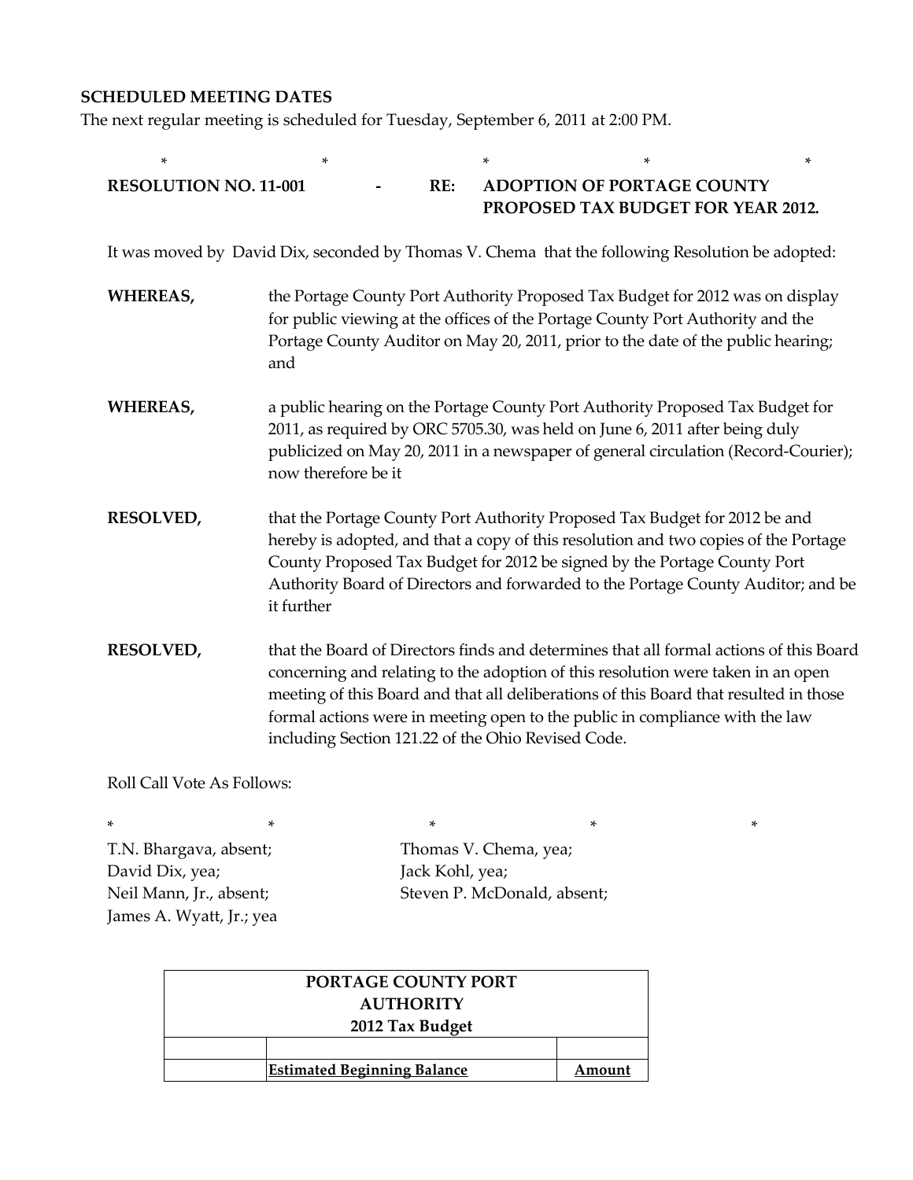**SCHEDULED MEETING DATES**

The next regular meeting is scheduled for Tuesday, September 6, 2011 at 2:00 PM.

\*  \*  \*  \*  \*

**RESOLUTION NO. 11-001 - RE: ADOPTION OF PORTAGE COUNTY PROPOSED TAX BUDGET FOR YEAR 2012.**

It was moved by David Dix, seconded by Thomas V. Chema that the following Resolution be adopted:

**WHEREAS,** the Portage County Port Authority Proposed Tax Budget for 2012 was on display for public viewing at the offices of the Portage County Port Authority and the Portage County Auditor on May 20, 2011, prior to the date of the public hearing; and

**WHEREAS,** a public hearing on the Portage County Port Authority Proposed Tax Budget for 2011, as required by ORC 5705.30, was held on June 6, 2011 after being duly publicized on May 20, 2011 in a newspaper of general circulation (Record-Courier); now therefore be it

**RESOLVED,** that the Portage County Port Authority Proposed Tax Budget for 2012 be and hereby is adopted, and that a copy of this resolution and two copies of the Portage County Proposed Tax Budget for 2012 be signed by the Portage County Port Authority Board of Directors and forwarded to the Portage County Auditor; and be it further

**RESOLVED,** that the Board of Directors finds and determines that all formal actions of this Board concerning and relating to the adoption of this resolution were taken in an open meeting of this Board and that all deliberations of this Board that resulted in those formal actions were in meeting open to the public in compliance with the law including Section 121.22 of the Ohio Revised Code.

Roll Call Vote As Follows:

\*  \*  \*  \*  \*

T.N. Bhargava, absent;
Thomas V. Chema, yea;
David Dix, yea;
Jack Kohl, yea;
Neil Mann, Jr., absent;
Steven P. McDonald, absent;
James A. Wyatt, Jr.; yea

| PORTAGE COUNTY PORT AUTHORITY 2012 Tax Budget | | |
|---|---|---|
| | | |
| | **Estimated Beginning Balance** | **Amount** |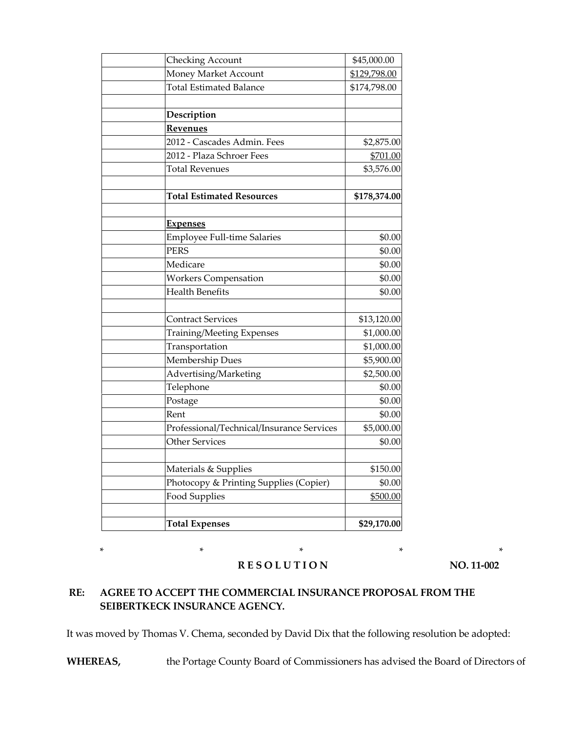| | | |
|---|---|---|
| | Checking Account | $45,000.00 |
| | Money Market Account | $129,798.00 |
| | Total Estimated Balance | $174,798.00 |
| | | |
| | **Description** | |
| | **Revenues** | |
| | 2012 - Cascades Admin. Fees | $2,875.00 |
| | 2012 - Plaza Schroer Fees | $701.00 |
| | Total Revenues | $3,576.00 |
| | | |
| | **Total Estimated Resources** | **$178,374.00** |
| | | |
| | **Expenses** | |
| | Employee Full-time Salaries | $0.00 |
| | PERS | $0.00 |
| | Medicare | $0.00 |
| | Workers Compensation | $0.00 |
| | Health Benefits | $0.00 |
| | | |
| | Contract Services | $13,120.00 |
| | Training/Meeting Expenses | $1,000.00 |
| | Transportation | $1,000.00 |
| | Membership Dues | $5,900.00 |
| | Advertising/Marketing | $2,500.00 |
| | Telephone | $0.00 |
| | Postage | $0.00 |
| | Rent | $0.00 |
| | Professional/Technical/Insurance Services | $5,000.00 |
| | Other Services | $0.00 |
| | | |
| | Materials & Supplies | $150.00 |
| | Photocopy & Printing Supplies (Copier) | $0.00 |
| | Food Supplies | $500.00 |
| | | |
| | **Total Expenses** | **$29,170.00** |

\*  \*  \*  \*  \*

**R E S O L U T I O N** **NO. 11-002**

**RE: AGREE TO ACCEPT THE COMMERCIAL INSURANCE PROPOSAL FROM THE SEIBERTKECK INSURANCE AGENCY.**

It was moved by Thomas V. Chema, seconded by David Dix that the following resolution be adopted:

**WHEREAS,** the Portage County Board of Commissioners has advised the Board of Directors of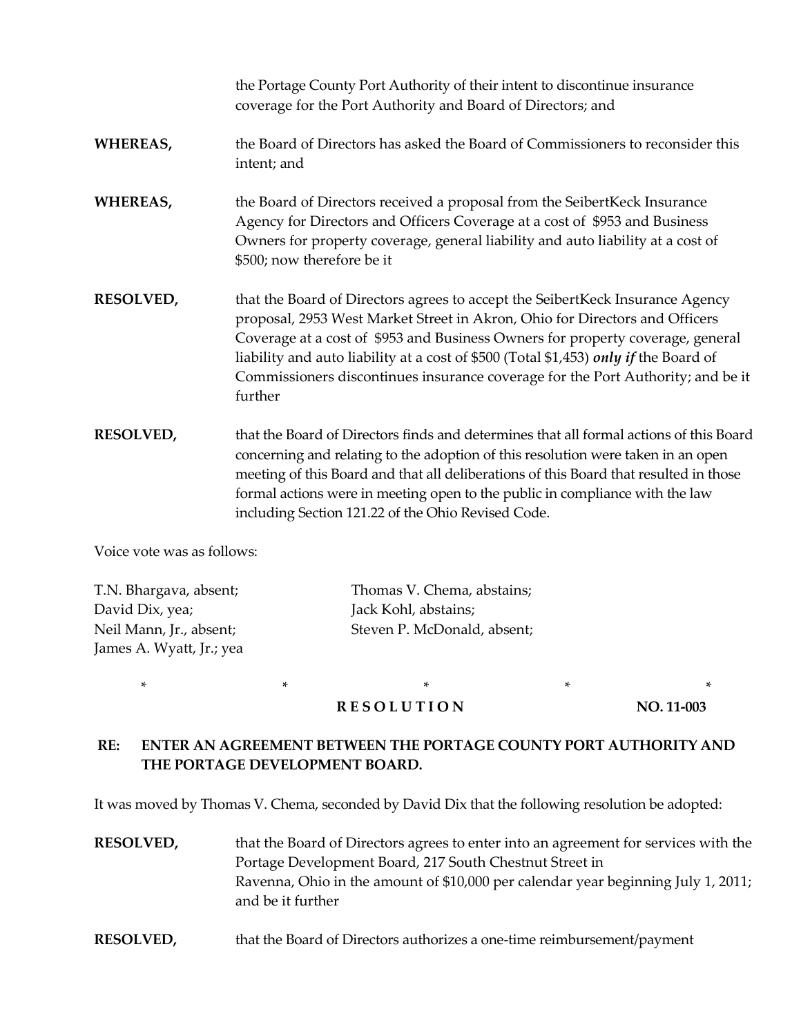the Portage County Port Authority of their intent to discontinue insurance coverage for the Port Authority and Board of Directors; and

**WHEREAS,** the Board of Directors has asked the Board of Commissioners to reconsider this intent; and

**WHEREAS,** the Board of Directors received a proposal from the SeibertKeck Insurance Agency for Directors and Officers Coverage at a cost of $953 and Business Owners for property coverage, general liability and auto liability at a cost of $500; now therefore be it

**RESOLVED,** that the Board of Directors agrees to accept the SeibertKeck Insurance Agency proposal, 2953 West Market Street in Akron, Ohio for Directors and Officers Coverage at a cost of $953 and Business Owners for property coverage, general liability and auto liability at a cost of $500 (Total $1,453) ***only if*** the Board of Commissioners discontinues insurance coverage for the Port Authority; and be it further

**RESOLVED,** that the Board of Directors finds and determines that all formal actions of this Board concerning and relating to the adoption of this resolution were taken in an open meeting of this Board and that all deliberations of this Board that resulted in those formal actions were in meeting open to the public in compliance with the law including Section 121.22 of the Ohio Revised Code.

Voice vote was as follows:

T.N. Bhargava, absent;
David Dix, yea;
Neil Mann, Jr., absent;
James A. Wyatt, Jr.; yea
Thomas V. Chema, abstains;
Jack Kohl, abstains;
Steven P. McDonald, absent;

\* \* \* \* \*

**R E S O L U T I O N NO. 11-003**

**RE: ENTER AN AGREEMENT BETWEEN THE PORTAGE COUNTY PORT AUTHORITY AND THE PORTAGE DEVELOPMENT BOARD.**

It was moved by Thomas V. Chema, seconded by David Dix that the following resolution be adopted:

**RESOLVED,** that the Board of Directors agrees to enter into an agreement for services with the Portage Development Board, 217 South Chestnut Street in Ravenna, Ohio in the amount of $10,000 per calendar year beginning July 1, 2011; and be it further

**RESOLVED,** that the Board of Directors authorizes a one-time reimbursement/payment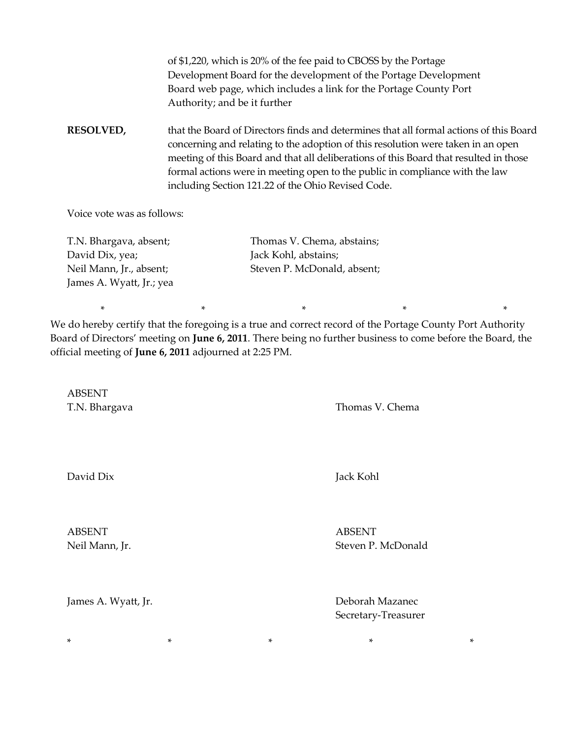of $1,220, which is 20% of the fee paid to CBOSS by the Portage Development Board for the development of the Portage Development Board web page, which includes a link for the Portage County Port Authority; and be it further

**RESOLVED,** that the Board of Directors finds and determines that all formal actions of this Board concerning and relating to the adoption of this resolution were taken in an open meeting of this Board and that all deliberations of this Board that resulted in those formal actions were in meeting open to the public in compliance with the law including Section 121.22 of the Ohio Revised Code.

Voice vote was as follows:

| | |
|---|---|
| T.N. Bhargava, absent; | Thomas V. Chema, abstains; |
| David Dix, yea; | Jack Kohl, abstains; |
| Neil Mann, Jr., absent; | Steven P. McDonald, absent; |
| James A. Wyatt, Jr.; yea | |

\* \* \* \* \*

We do hereby certify that the foregoing is a true and correct record of the Portage County Port Authority Board of Directors' meeting on **June 6, 2011**. There being no further business to come before the Board, the official meeting of **June 6, 2011** adjourned at 2:25 PM.

| | |
|---|---|
| ABSENT<br>T.N. Bhargava | Thomas V. Chema |
| David Dix | Jack Kohl |
| ABSENT<br>Neil Mann, Jr. | ABSENT<br>Steven P. McDonald |
| James A. Wyatt, Jr. | Deborah Mazanec<br>Secretary-Treasurer |

\* \* \* \* \*